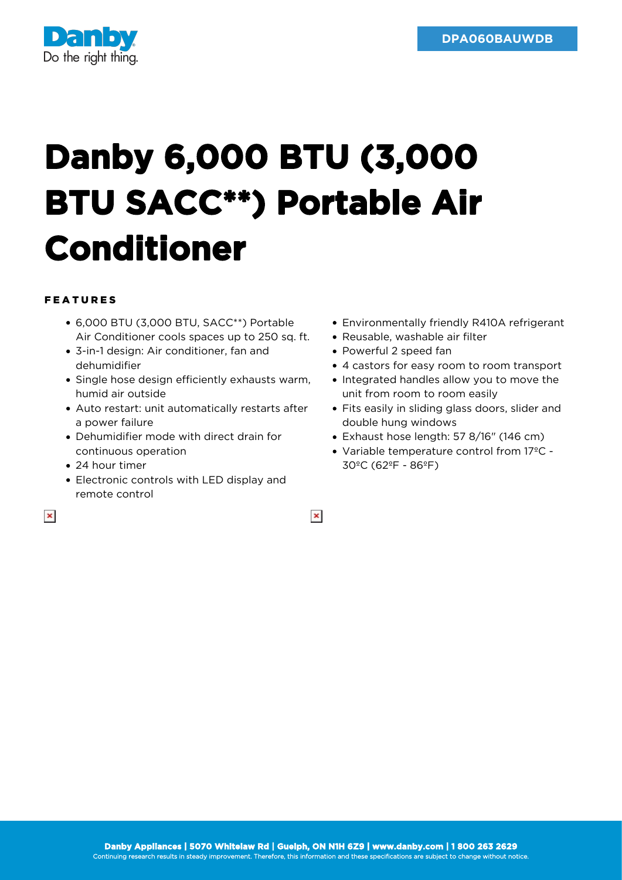DPA060BAUWDB

# Danby 6,000 BTU (3,000 BTU SACC**) Portable Air Conditioner

### FEATURES

- 6,000 BTU (3,000 BTU, SACC**) Portable Air Conditioner cools spaces up to 250 sq. ft.
- 3-in-1 design: Air conditioner, fan and dehumidifier
- Single hose design efficiently exhausts warm, humid air outside
- Auto restart: unit automatically restarts after a power failure
- Dehumidifier mode with direct drain for continuous operation
- 24 hour timer
- Electronic controls with LED display and remote control
- Environmentally friendly R410A refrigerant
- Reusable, washable air filter
- Powerful 2 speed fan
- 4 castors for easy room to room transport
- Integrated handles allow you to move the unit from room to room easily
- Fits easily in sliding glass doors, slider and double hung windows
- Exhaust hose length: 57 8/16" (146 cm)
- Variable temperature control from 17ºC - 30ºC (62ºF - 86ºF)

**Danby Appliances | 5070 Whitelaw Rd | Guelph, ON N1H 6Z9 | www.danby.com | 1 800 263 2629**
Continuing research results in steady improvement. Therefore, this information and these specifications are subject to change without notice.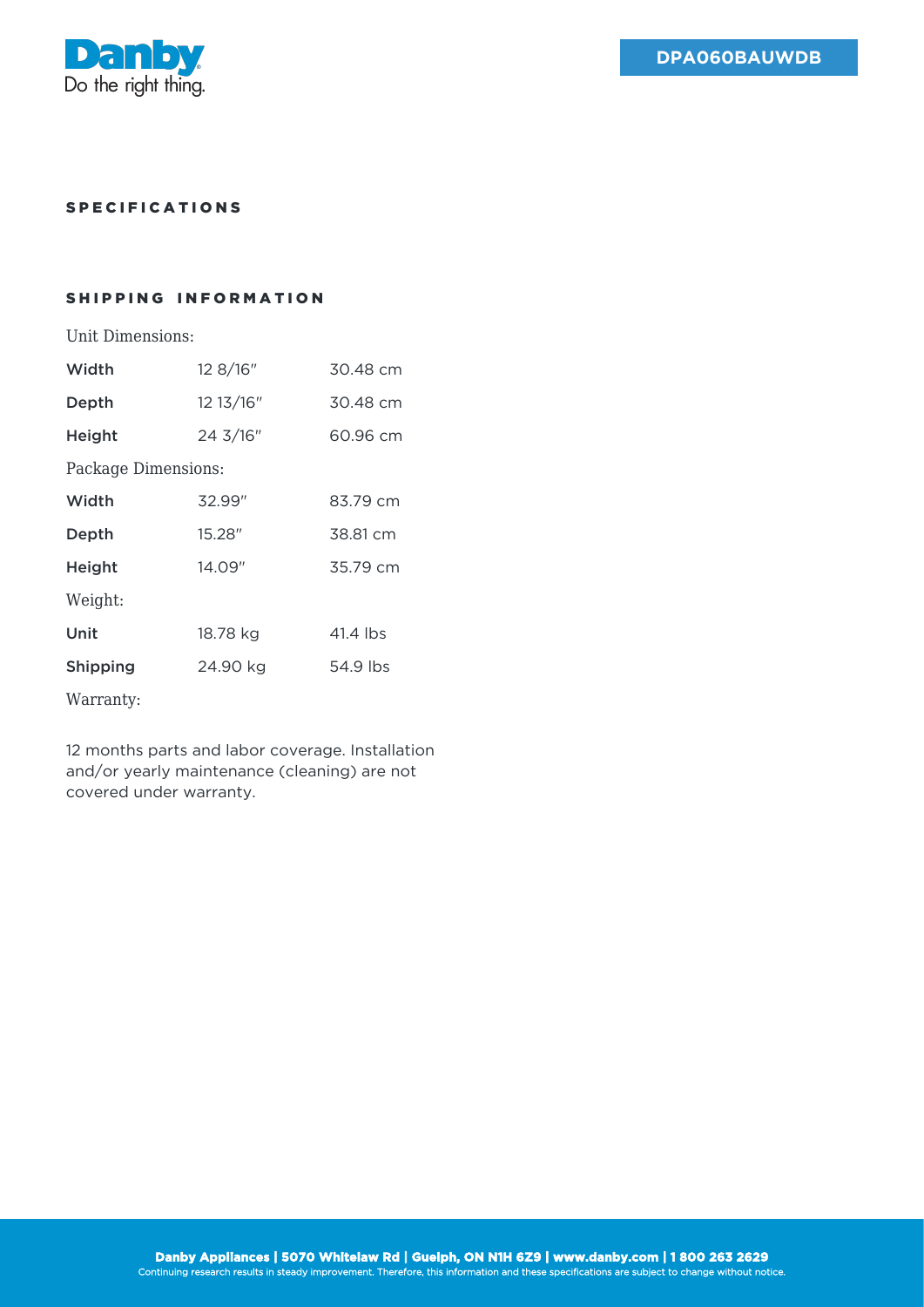## SPECIFICATIONS

### SHIPPING INFORMATION

Unit Dimensions:

| | | |
|---|---|---|
| **Width** | 12 8/16" | 30.48 cm |
| **Depth** | 12 13/16" | 30.48 cm |
| **Height** | 24 3/16" | 60.96 cm |

Package Dimensions:

| | | |
|---|---|---|
| **Width** | 32.99" | 83.79 cm |
| **Depth** | 15.28" | 38.81 cm |
| **Height** | 14.09" | 35.79 cm |

Weight:

| | | |
|---|---|---|
| **Unit** | 18.78 kg | 41.4 lbs |
| **Shipping** | 24.90 kg | 54.9 lbs |

Warranty:

12 months parts and labor coverage. Installation and/or yearly maintenance (cleaning) are not covered under warranty.

**Danby Appliances | 5070 Whitelaw Rd | Guelph, ON N1H 6Z9 | www.danby.com | 1 800 263 2629**
Continuing research results in steady improvement. Therefore, this information and these specifications are subject to change without notice.